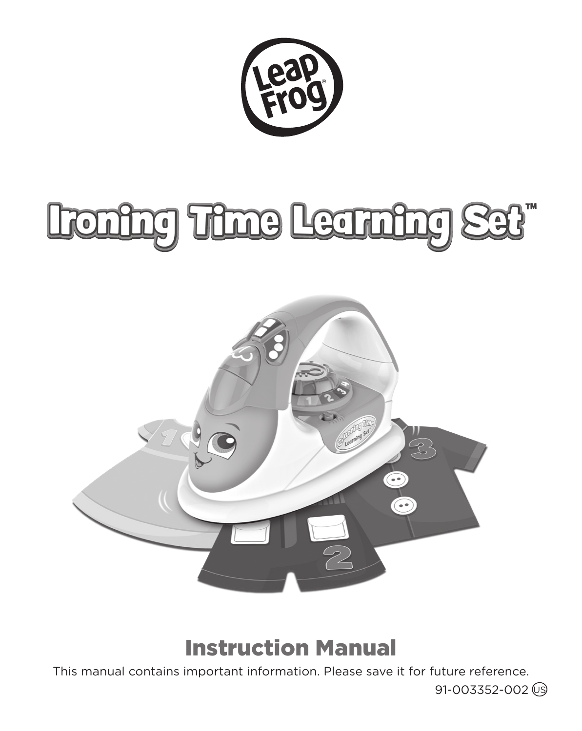# Ironing Time Learning Set™

## Instruction Manual

This manual contains important information. Please save it for future reference.

91-003352-002 US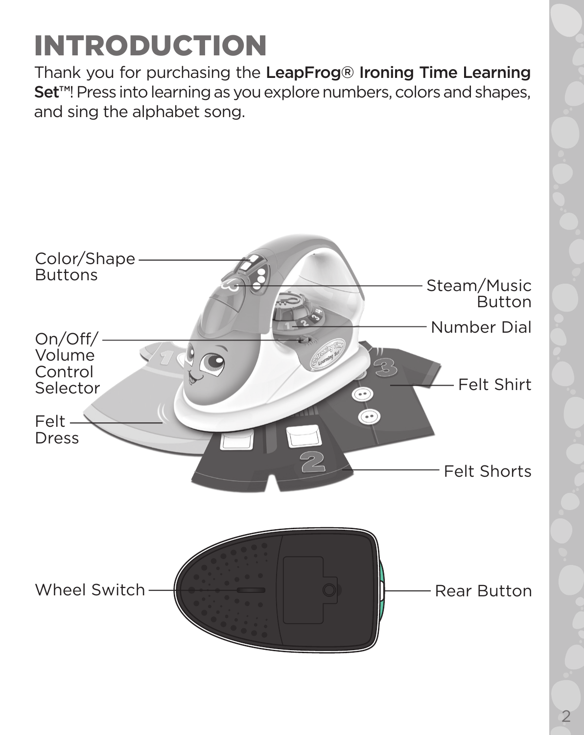# INTRODUCTION

Thank you for purchasing the **LeapFrog® Ironing Time Learning Set™**! Press into learning as you explore numbers, colors and shapes, and sing the alphabet song.

Color/Shape Buttons

Steam/Music Button

Number Dial

On/Off/ Volume Control Selector

Felt Shirt

Felt Dress

Felt Shorts

Wheel Switch

Rear Button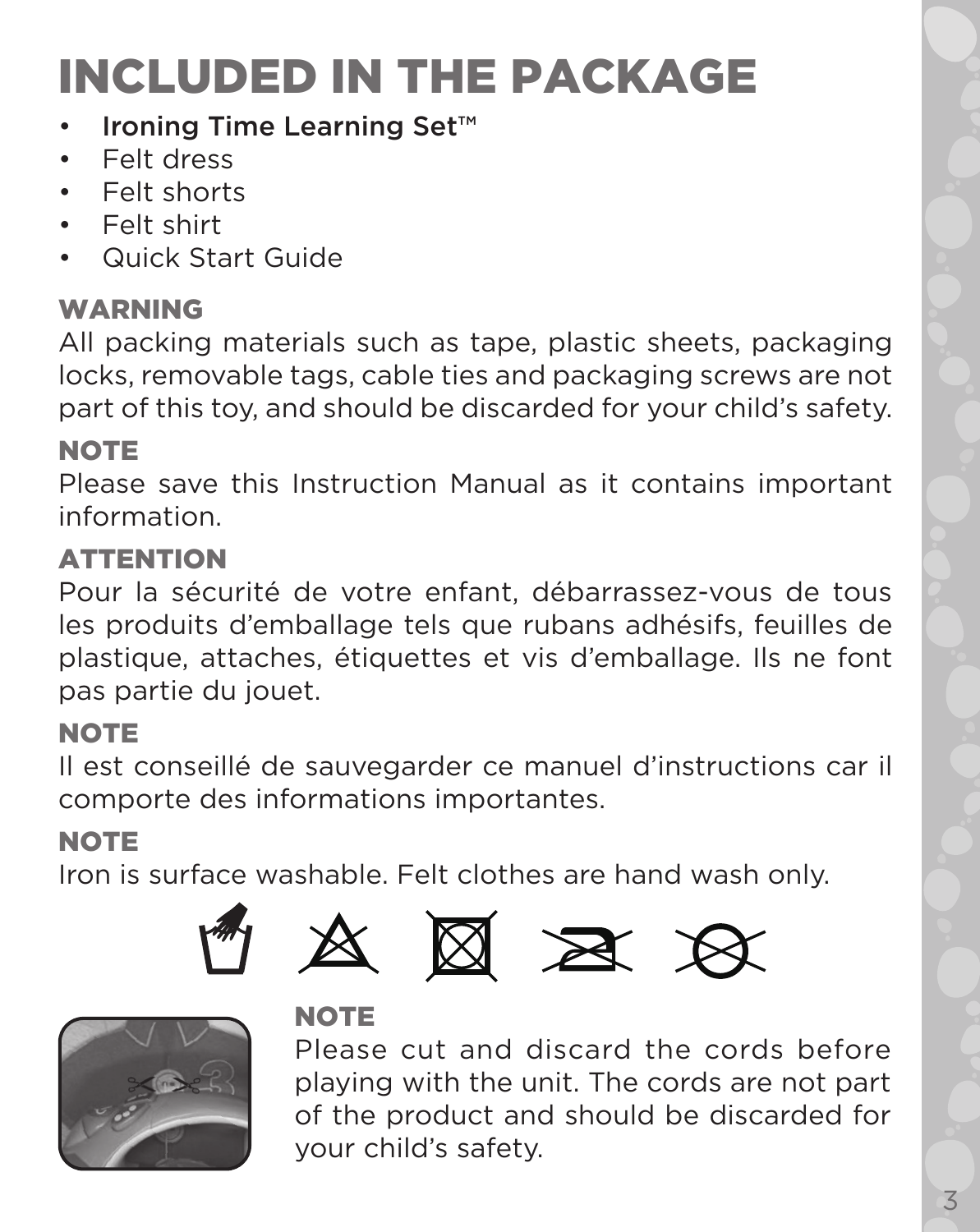# INCLUDED IN THE PACKAGE

- Ironing Time Learning Set™
- Felt dress
- Felt shorts
- Felt shirt
- Quick Start Guide

## WARNING

All packing materials such as tape, plastic sheets, packaging locks, removable tags, cable ties and packaging screws are not part of this toy, and should be discarded for your child's safety.

## NOTE

Please save this Instruction Manual as it contains important information.

## ATTENTION

Pour la sécurité de votre enfant, débarrassez-vous de tous les produits d'emballage tels que rubans adhésifs, feuilles de plastique, attaches, étiquettes et vis d'emballage. Ils ne font pas partie du jouet.

## NOTE

Il est conseillé de sauvegarder ce manuel d'instructions car il comporte des informations importantes.

## NOTE

Iron is surface washable. Felt clothes are hand wash only.

## NOTE

Please cut and discard the cords before playing with the unit. The cords are not part of the product and should be discarded for your child's safety.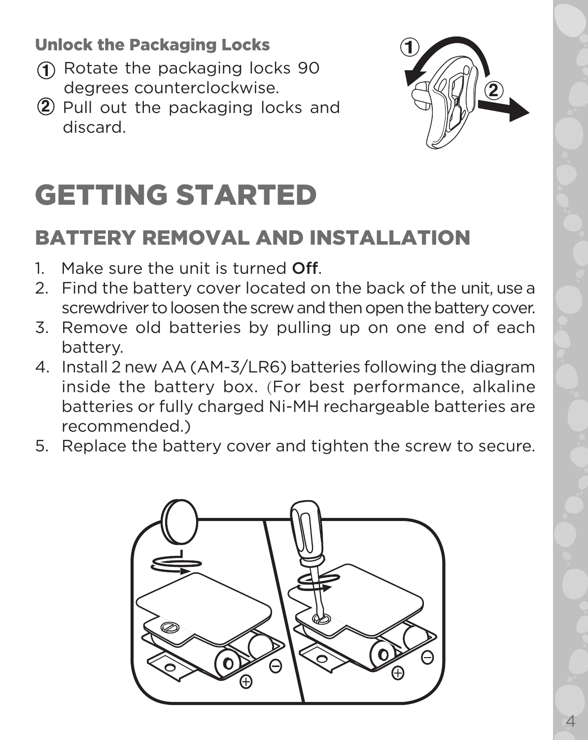### Unlock the Packaging Locks

① Rotate the packaging locks 90 degrees counterclockwise.

② Pull out the packaging locks and discard.

# GETTING STARTED

## BATTERY REMOVAL AND INSTALLATION

1. Make sure the unit is turned **Off**.
2. Find the battery cover located on the back of the unit, use a screwdriver to loosen the screw and then open the battery cover.
3. Remove old batteries by pulling up on one end of each battery.
4. Install 2 new AA (AM-3/LR6) batteries following the diagram inside the battery box. (For best performance, alkaline batteries or fully charged Ni-MH rechargeable batteries are recommended.)
5. Replace the battery cover and tighten the screw to secure.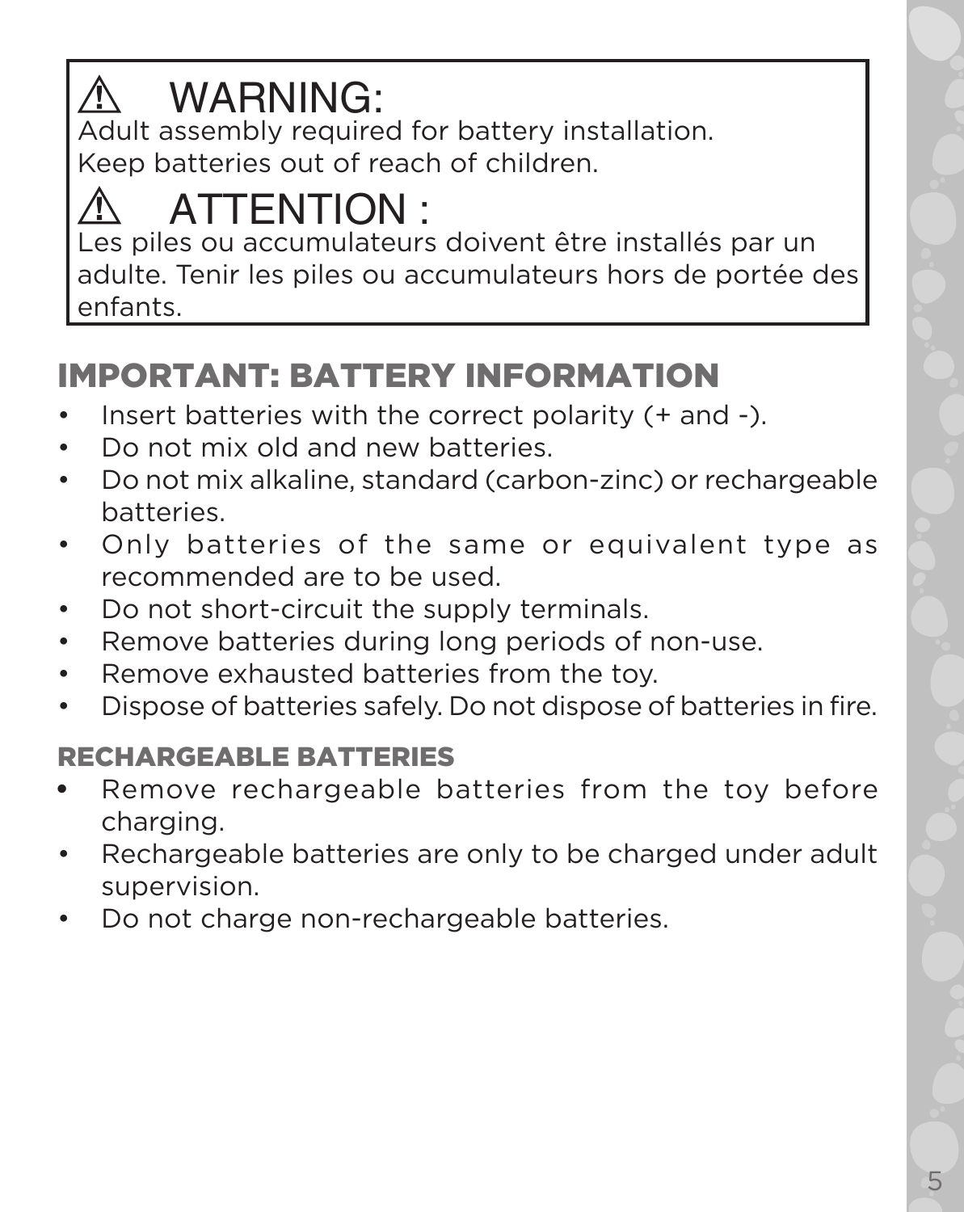## ⚠ WARNING:

Adult assembly required for battery installation.
Keep batteries out of reach of children.

## ⚠ ATTENTION :

Les piles ou accumulateurs doivent être installés par un adulte. Tenir les piles ou accumulateurs hors de portée des enfants.

## IMPORTANT: BATTERY INFORMATION

- Insert batteries with the correct polarity (+ and -).
- Do not mix old and new batteries.
- Do not mix alkaline, standard (carbon-zinc) or rechargeable batteries.
- Only batteries of the same or equivalent type as recommended are to be used.
- Do not short-circuit the supply terminals.
- Remove batteries during long periods of non-use.
- Remove exhausted batteries from the toy.
- Dispose of batteries safely. Do not dispose of batteries in fire.

### RECHARGEABLE BATTERIES

- Remove rechargeable batteries from the toy before charging.
- Rechargeable batteries are only to be charged under adult supervision.
- Do not charge non-rechargeable batteries.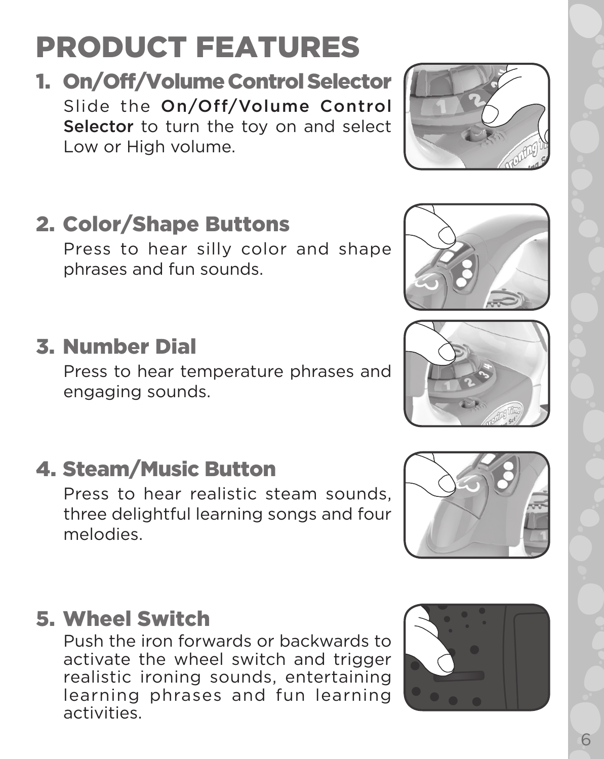# PRODUCT FEATURES

## 1. On/Off/Volume Control Selector

Slide the **On/Off/Volume Control Selector** to turn the toy on and select Low or High volume.

## 2. Color/Shape Buttons

Press to hear silly color and shape phrases and fun sounds.

## 3. Number Dial

Press to hear temperature phrases and engaging sounds.

## 4. Steam/Music Button

Press to hear realistic steam sounds, three delightful learning songs and four melodies.

## 5. Wheel Switch

Push the iron forwards or backwards to activate the wheel switch and trigger realistic ironing sounds, entertaining learning phrases and fun learning activities.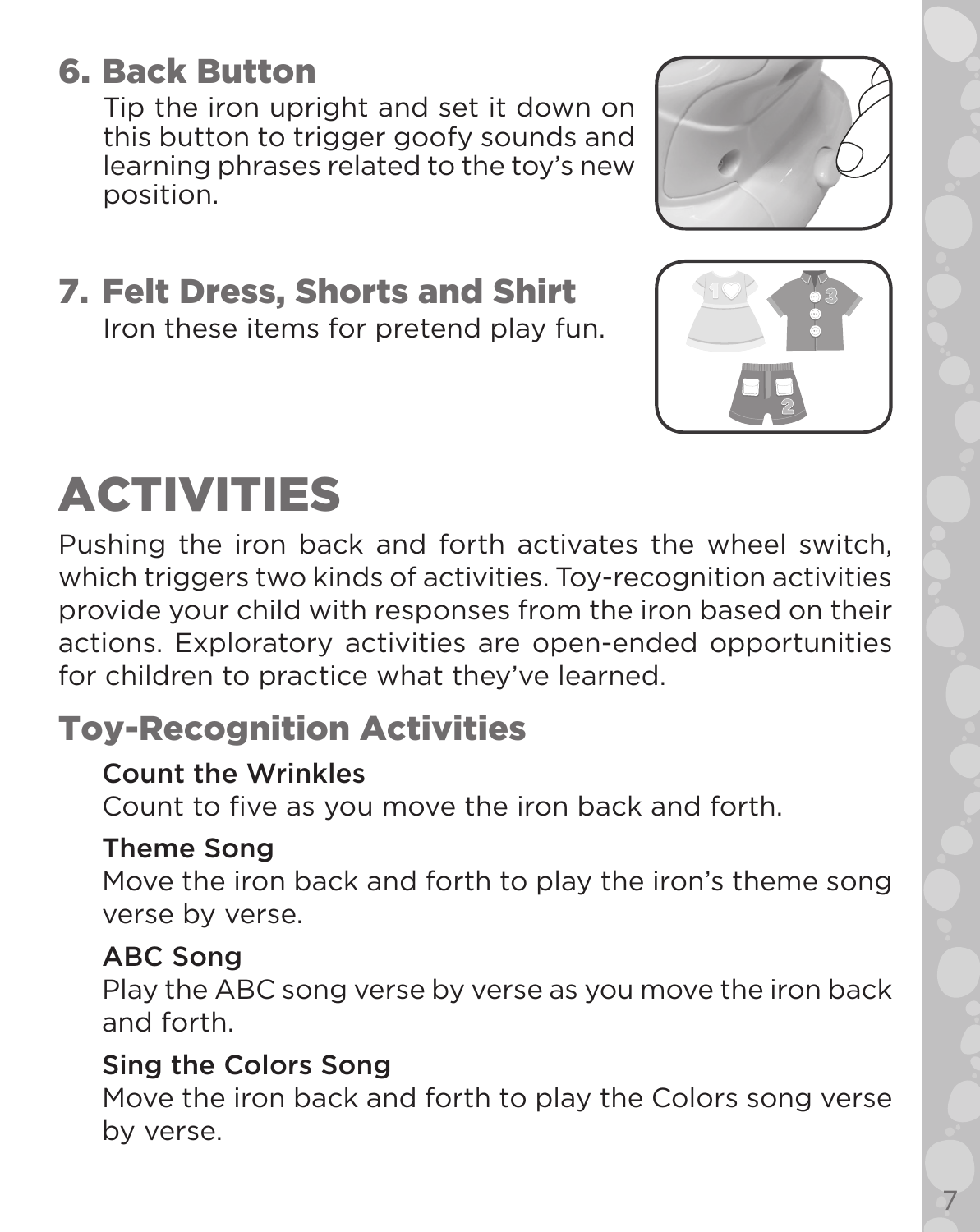## 6. Back Button

Tip the iron upright and set it down on this button to trigger goofy sounds and learning phrases related to the toy's new position.

## 7. Felt Dress, Shorts and Shirt

Iron these items for pretend play fun.

# ACTIVITIES

Pushing the iron back and forth activates the wheel switch, which triggers two kinds of activities. Toy-recognition activities provide your child with responses from the iron based on their actions. Exploratory activities are open-ended opportunities for children to practice what they've learned.

## Toy-Recognition Activities

**Count the Wrinkles**
Count to five as you move the iron back and forth.

**Theme Song**
Move the iron back and forth to play the iron's theme song verse by verse.

**ABC Song**
Play the ABC song verse by verse as you move the iron back and forth.

**Sing the Colors Song**
Move the iron back and forth to play the Colors song verse by verse.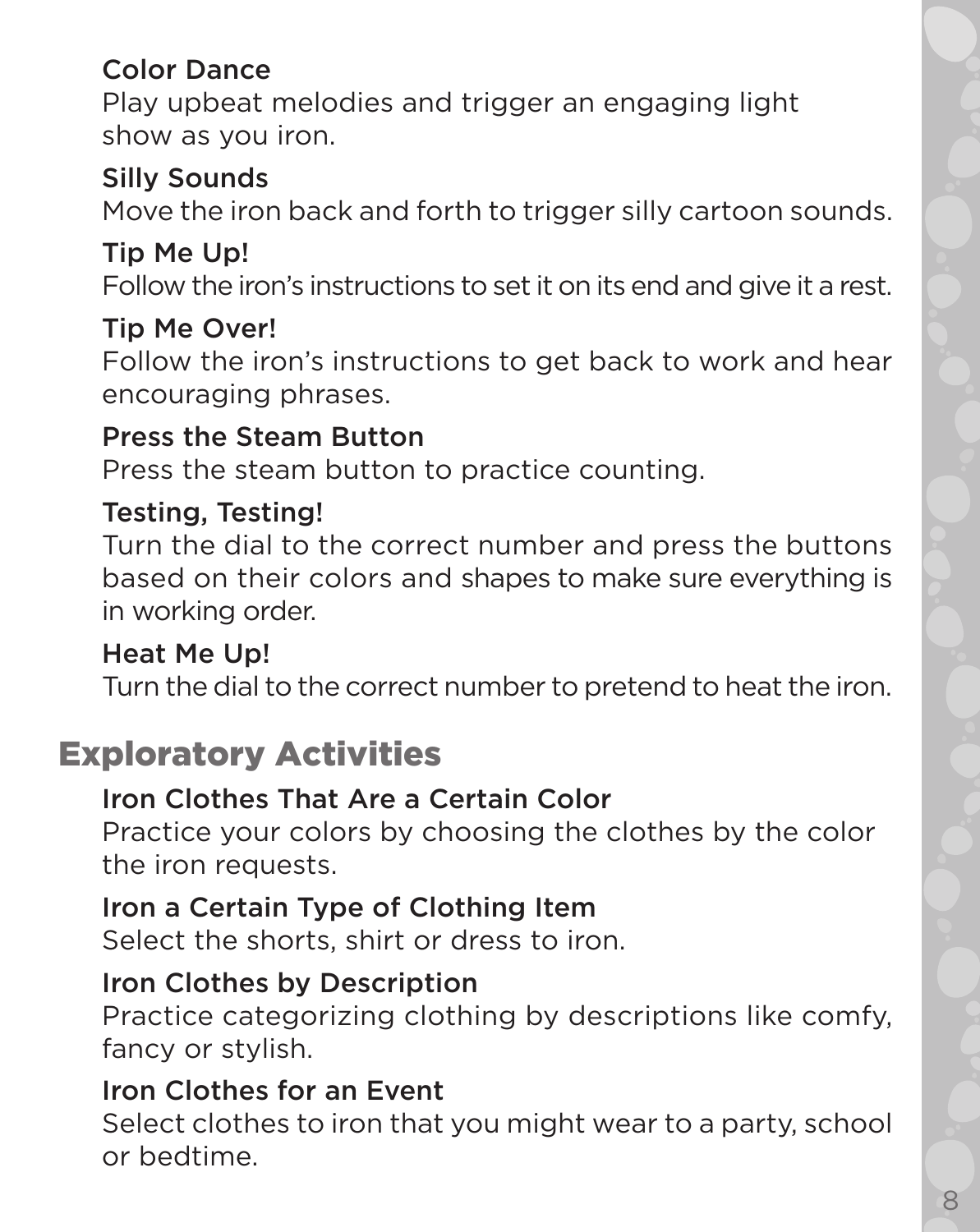### Color Dance

Play upbeat melodies and trigger an engaging light show as you iron.

### Silly Sounds

Move the iron back and forth to trigger silly cartoon sounds.

### Tip Me Up!

Follow the iron's instructions to set it on its end and give it a rest.

### Tip Me Over!

Follow the iron's instructions to get back to work and hear encouraging phrases.

### Press the Steam Button

Press the steam button to practice counting.

### Testing, Testing!

Turn the dial to the correct number and press the buttons based on their colors and shapes to make sure everything is in working order.

### Heat Me Up!

Turn the dial to the correct number to pretend to heat the iron.

## Exploratory Activities

### Iron Clothes That Are a Certain Color

Practice your colors by choosing the clothes by the color the iron requests.

### Iron a Certain Type of Clothing Item

Select the shorts, shirt or dress to iron.

### Iron Clothes by Description

Practice categorizing clothing by descriptions like comfy, fancy or stylish.

### Iron Clothes for an Event

Select clothes to iron that you might wear to a party, school or bedtime.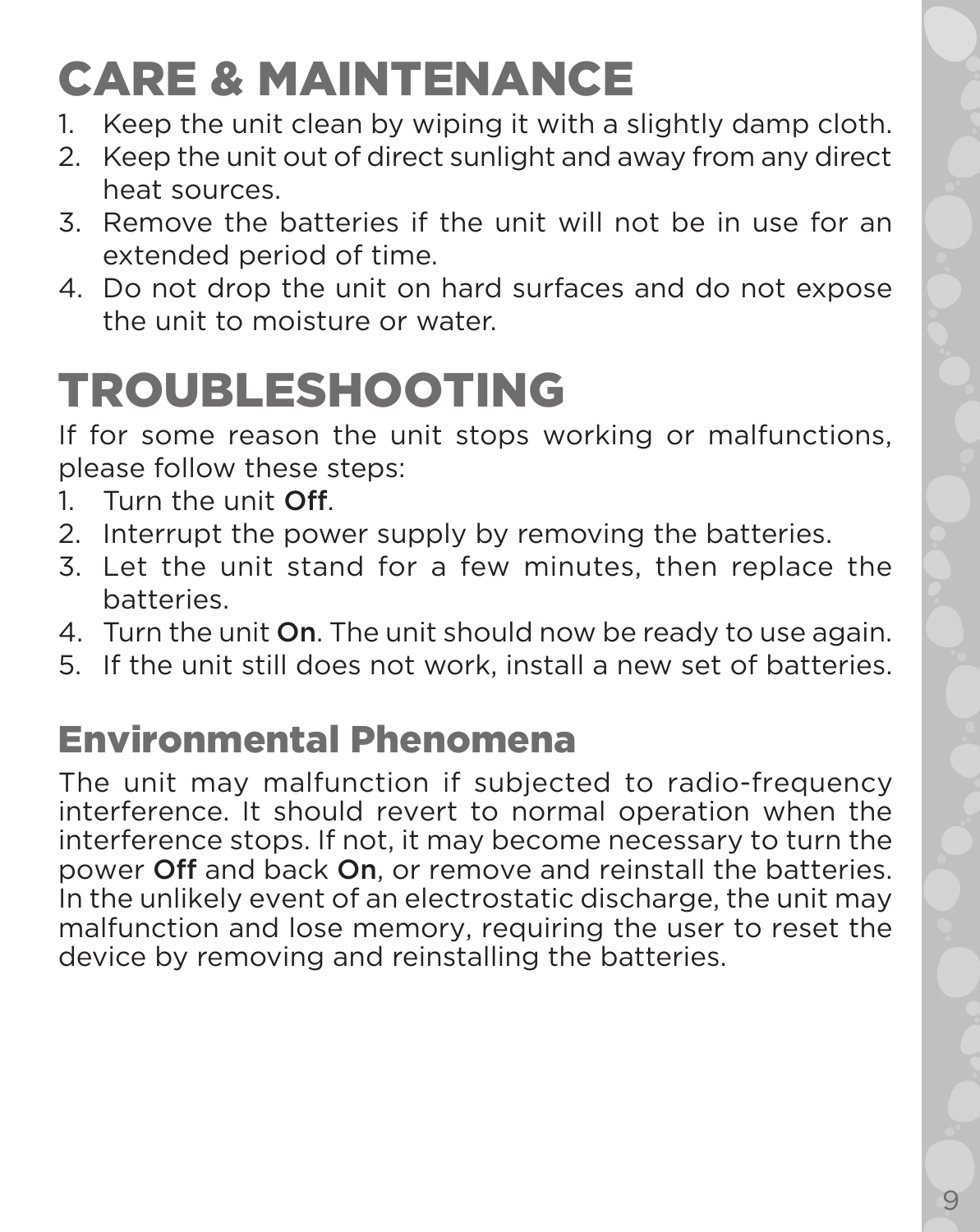# CARE & MAINTENANCE

1. Keep the unit clean by wiping it with a slightly damp cloth.
2. Keep the unit out of direct sunlight and away from any direct heat sources.
3. Remove the batteries if the unit will not be in use for an extended period of time.
4. Do not drop the unit on hard surfaces and do not expose the unit to moisture or water.

# TROUBLESHOOTING

If for some reason the unit stops working or malfunctions, please follow these steps:

1. Turn the unit **Off**.
2. Interrupt the power supply by removing the batteries.
3. Let the unit stand for a few minutes, then replace the batteries.
4. Turn the unit **On**. The unit should now be ready to use again.
5. If the unit still does not work, install a new set of batteries.

## Environmental Phenomena

The unit may malfunction if subjected to radio-frequency interference. It should revert to normal operation when the interference stops. If not, it may become necessary to turn the power **Off** and back **On**, or remove and reinstall the batteries. In the unlikely event of an electrostatic discharge, the unit may malfunction and lose memory, requiring the user to reset the device by removing and reinstalling the batteries.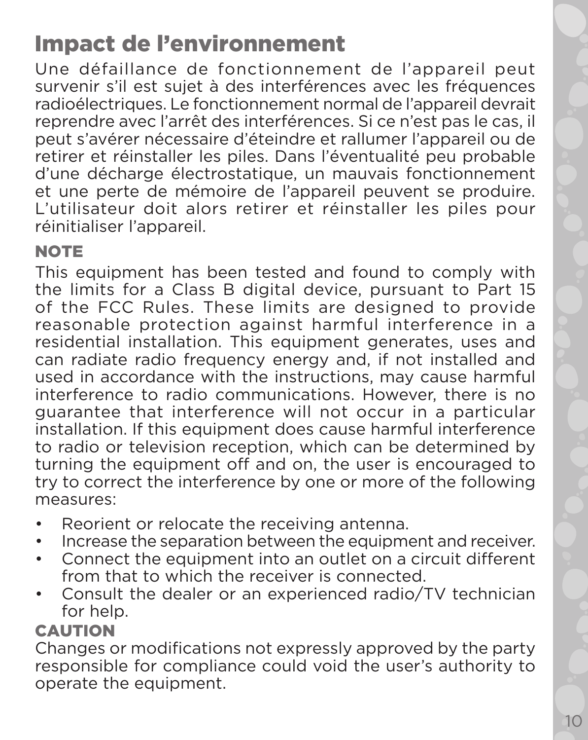# Impact de l'environnement

Une défaillance de fonctionnement de l'appareil peut survenir s'il est sujet à des interférences avec les fréquences radioélectriques. Le fonctionnement normal de l'appareil devrait reprendre avec l'arrêt des interférences. Si ce n'est pas le cas, il peut s'avérer nécessaire d'éteindre et rallumer l'appareil ou de retirer et réinstaller les piles. Dans l'éventualité peu probable d'une décharge électrostatique, un mauvais fonctionnement et une perte de mémoire de l'appareil peuvent se produire. L'utilisateur doit alors retirer et réinstaller les piles pour réinitialiser l'appareil.

### NOTE

This equipment has been tested and found to comply with the limits for a Class B digital device, pursuant to Part 15 of the FCC Rules. These limits are designed to provide reasonable protection against harmful interference in a residential installation. This equipment generates, uses and can radiate radio frequency energy and, if not installed and used in accordance with the instructions, may cause harmful interference to radio communications. However, there is no guarantee that interference will not occur in a particular installation. If this equipment does cause harmful interference to radio or television reception, which can be determined by turning the equipment off and on, the user is encouraged to try to correct the interference by one or more of the following measures:

- Reorient or relocate the receiving antenna.
- Increase the separation between the equipment and receiver.
- Connect the equipment into an outlet on a circuit different from that to which the receiver is connected.
- Consult the dealer or an experienced radio/TV technician for help.

### CAUTION

Changes or modifications not expressly approved by the party responsible for compliance could void the user's authority to operate the equipment.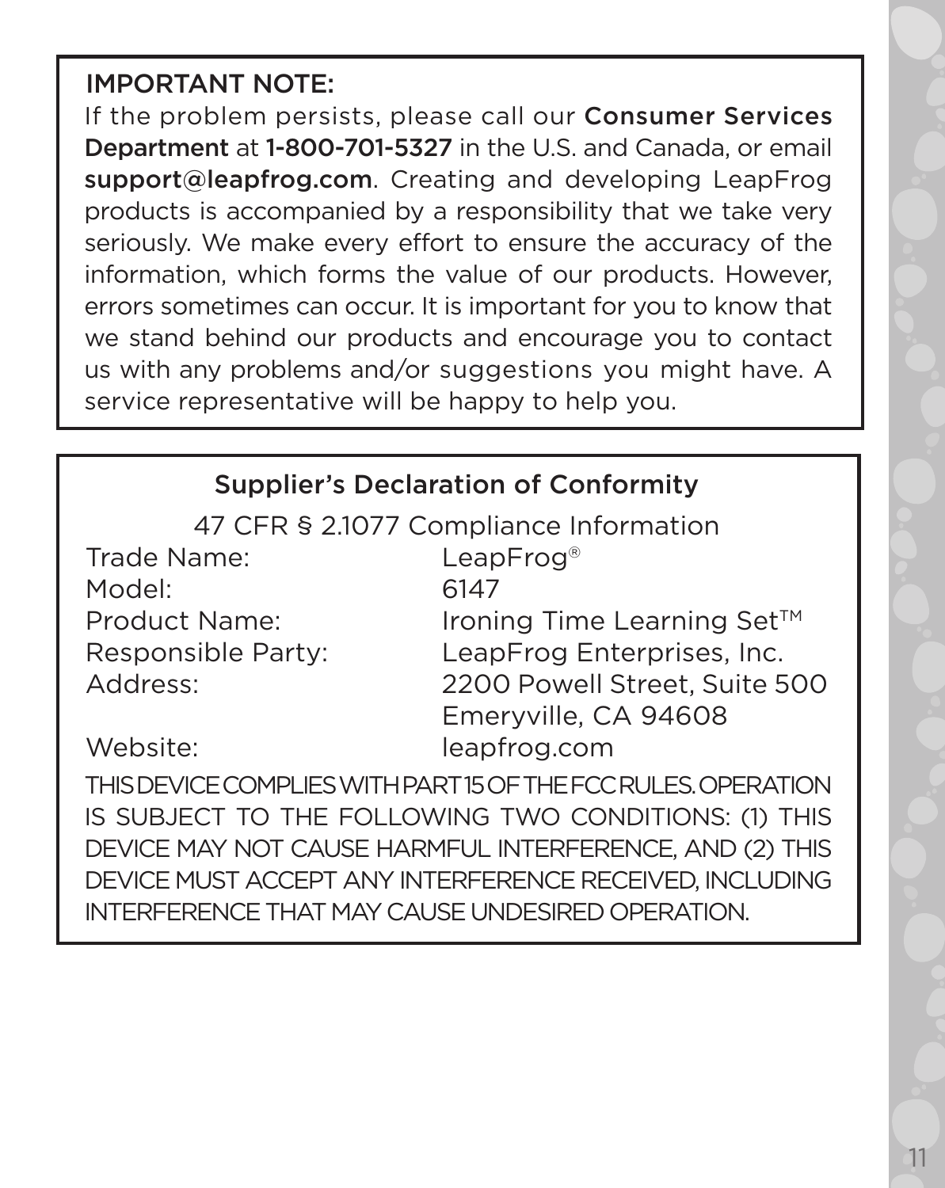## IMPORTANT NOTE:

If the problem persists, please call our **Consumer Services Department** at **1-800-701-5327** in the U.S. and Canada, or email **support@leapfrog.com**. Creating and developing LeapFrog products is accompanied by a responsibility that we take very seriously. We make every effort to ensure the accuracy of the information, which forms the value of our products. However, errors sometimes can occur. It is important for you to know that we stand behind our products and encourage you to contact us with any problems and/or suggestions you might have. A service representative will be happy to help you.

## Supplier's Declaration of Conformity

47 CFR § 2.1077 Compliance Information

| | |
|---|---|
| Trade Name: | LeapFrog® |
| Model: | 6147 |
| Product Name: | Ironing Time Learning Set™ |
| Responsible Party: | LeapFrog Enterprises, Inc. |
| Address: | 2200 Powell Street, Suite 500<br>Emeryville, CA 94608 |
| Website: | leapfrog.com |

THIS DEVICE COMPLIES WITH PART 15 OF THE FCC RULES. OPERATION IS SUBJECT TO THE FOLLOWING TWO CONDITIONS: (1) THIS DEVICE MAY NOT CAUSE HARMFUL INTERFERENCE, AND (2) THIS DEVICE MUST ACCEPT ANY INTERFERENCE RECEIVED, INCLUDING INTERFERENCE THAT MAY CAUSE UNDESIRED OPERATION.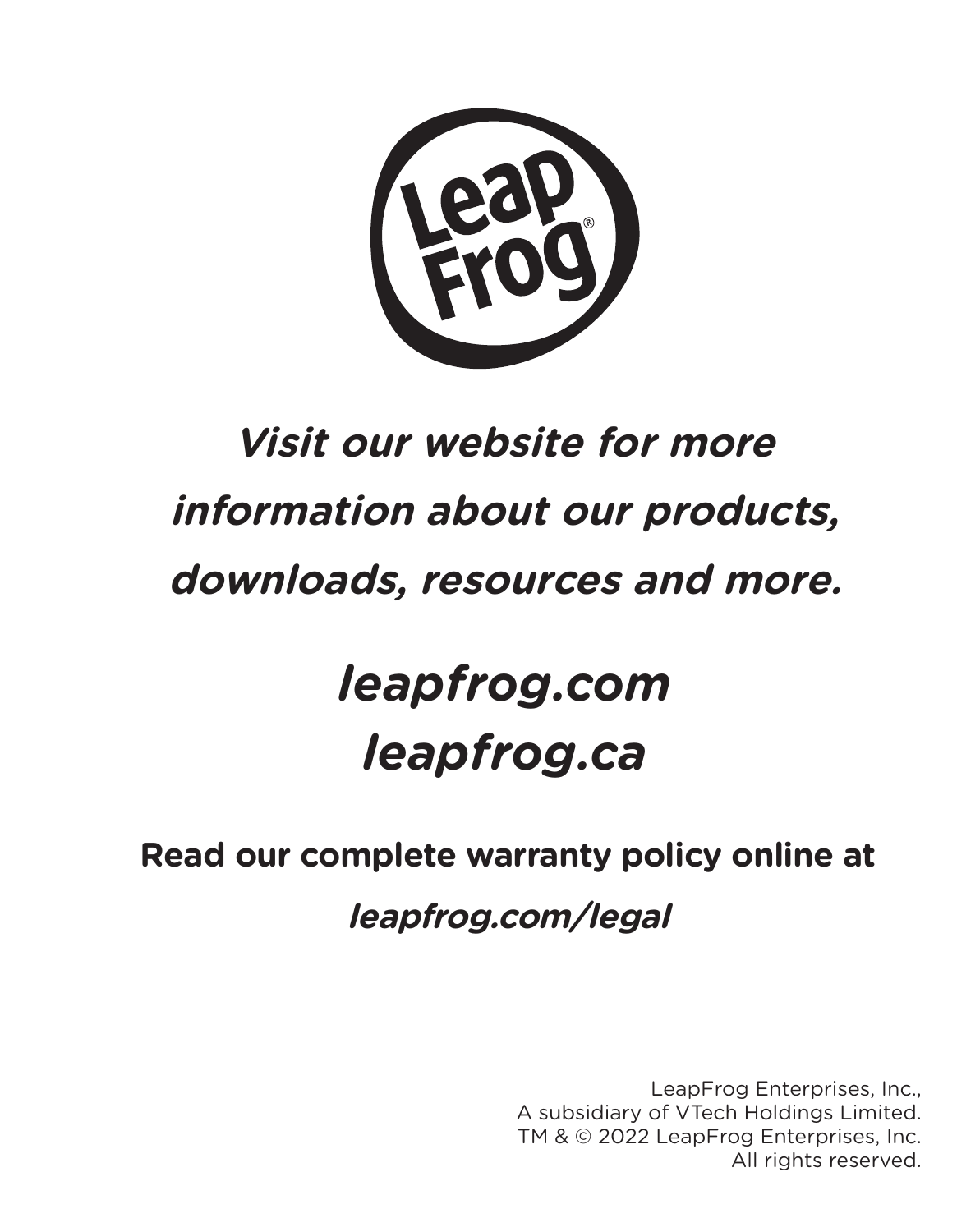***Visit our website for more information about our products, downloads, resources and more.***

## *leapfrog.com*
## *leapfrog.ca*

**Read our complete warranty policy online at**

***leapfrog.com/legal***

LeapFrog Enterprises, Inc.,
A subsidiary of VTech Holdings Limited.
TM & © 2022 LeapFrog Enterprises, Inc.
All rights reserved.